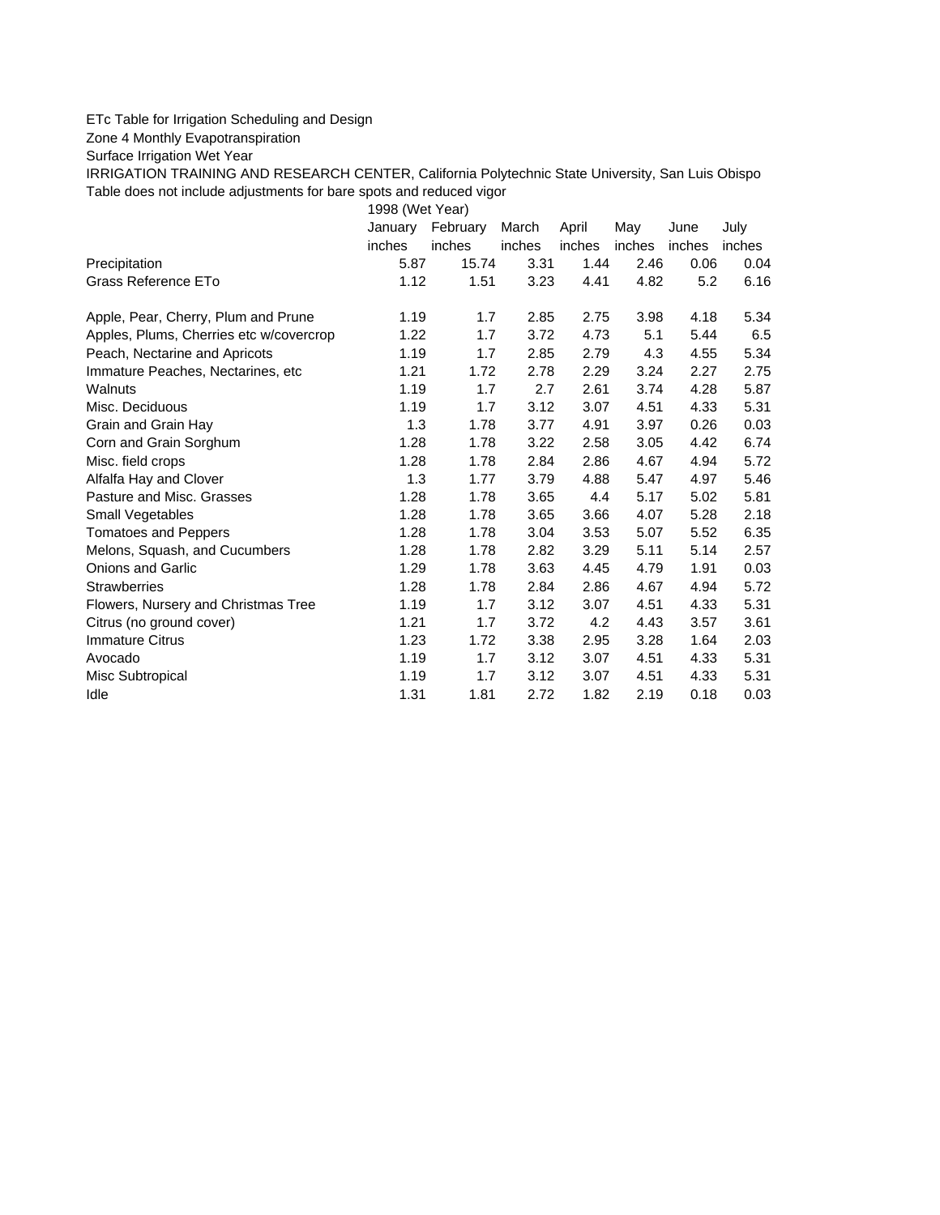ETc Table for Irrigation Scheduling and Design

Zone 4 Monthly Evapotranspiration

Surface Irrigation Wet Year

IRRIGATION TRAINING AND RESEARCH CENTER, California Polytechnic State University, San Luis Obispo

Table does not include adjustments for bare spots and reduced vigor

| | 1998 (Wet Year) | | | | | | |
|---|---|---|---|---|---|---|---|
| | January | February | March | April | May | June | July |
| | inches | inches | inches | inches | inches | inches | inches |
| Precipitation | 5.87 | 15.74 | 3.31 | 1.44 | 2.46 | 0.06 | 0.04 |
| Grass Reference ETo | 1.12 | 1.51 | 3.23 | 4.41 | 4.82 | 5.2 | 6.16 |
| | | | | | | | |
| Apple, Pear, Cherry, Plum and Prune | 1.19 | 1.7 | 2.85 | 2.75 | 3.98 | 4.18 | 5.34 |
| Apples, Plums, Cherries etc w/covercrop | 1.22 | 1.7 | 3.72 | 4.73 | 5.1 | 5.44 | 6.5 |
| Peach, Nectarine and Apricots | 1.19 | 1.7 | 2.85 | 2.79 | 4.3 | 4.55 | 5.34 |
| Immature Peaches, Nectarines, etc | 1.21 | 1.72 | 2.78 | 2.29 | 3.24 | 2.27 | 2.75 |
| Walnuts | 1.19 | 1.7 | 2.7 | 2.61 | 3.74 | 4.28 | 5.87 |
| Misc. Deciduous | 1.19 | 1.7 | 3.12 | 3.07 | 4.51 | 4.33 | 5.31 |
| Grain and Grain Hay | 1.3 | 1.78 | 3.77 | 4.91 | 3.97 | 0.26 | 0.03 |
| Corn and Grain Sorghum | 1.28 | 1.78 | 3.22 | 2.58 | 3.05 | 4.42 | 6.74 |
| Misc. field crops | 1.28 | 1.78 | 2.84 | 2.86 | 4.67 | 4.94 | 5.72 |
| Alfalfa Hay and Clover | 1.3 | 1.77 | 3.79 | 4.88 | 5.47 | 4.97 | 5.46 |
| Pasture and Misc. Grasses | 1.28 | 1.78 | 3.65 | 4.4 | 5.17 | 5.02 | 5.81 |
| Small Vegetables | 1.28 | 1.78 | 3.65 | 3.66 | 4.07 | 5.28 | 2.18 |
| Tomatoes and Peppers | 1.28 | 1.78 | 3.04 | 3.53 | 5.07 | 5.52 | 6.35 |
| Melons, Squash, and Cucumbers | 1.28 | 1.78 | 2.82 | 3.29 | 5.11 | 5.14 | 2.57 |
| Onions and Garlic | 1.29 | 1.78 | 3.63 | 4.45 | 4.79 | 1.91 | 0.03 |
| Strawberries | 1.28 | 1.78 | 2.84 | 2.86 | 4.67 | 4.94 | 5.72 |
| Flowers, Nursery and Christmas Tree | 1.19 | 1.7 | 3.12 | 3.07 | 4.51 | 4.33 | 5.31 |
| Citrus (no ground cover) | 1.21 | 1.7 | 3.72 | 4.2 | 4.43 | 3.57 | 3.61 |
| Immature Citrus | 1.23 | 1.72 | 3.38 | 2.95 | 3.28 | 1.64 | 2.03 |
| Avocado | 1.19 | 1.7 | 3.12 | 3.07 | 4.51 | 4.33 | 5.31 |
| Misc Subtropical | 1.19 | 1.7 | 3.12 | 3.07 | 4.51 | 4.33 | 5.31 |
| Idle | 1.31 | 1.81 | 2.72 | 1.82 | 2.19 | 0.18 | 0.03 |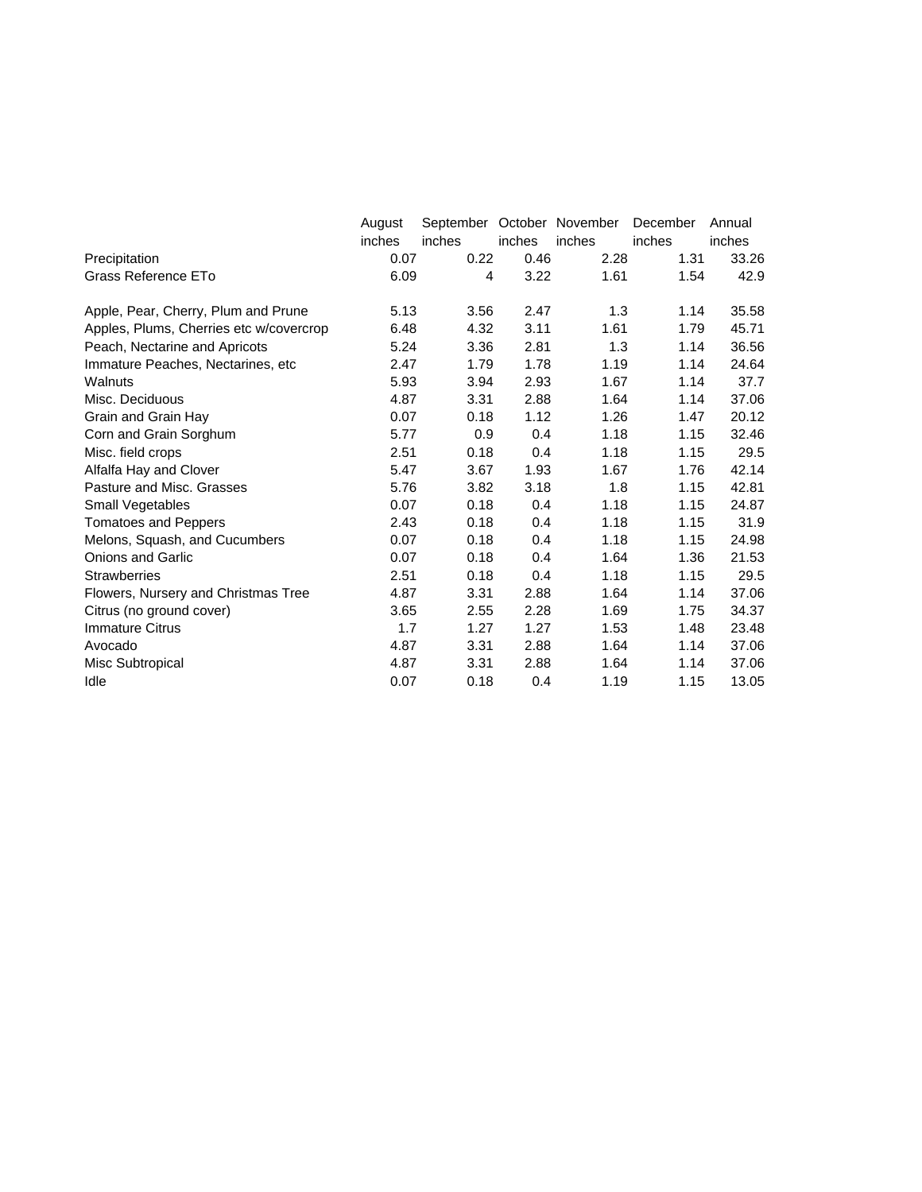| | August inches | September inches | October inches | November inches | December inches | Annual inches |
|---|---|---|---|---|---|---|
| Precipitation | 0.07 | 0.22 | 0.46 | 2.28 | 1.31 | 33.26 |
| Grass Reference ETo | 6.09 | 4 | 3.22 | 1.61 | 1.54 | 42.9 |
| | | | | | | |
| Apple, Pear, Cherry, Plum and Prune | 5.13 | 3.56 | 2.47 | 1.3 | 1.14 | 35.58 |
| Apples, Plums, Cherries etc w/covercrop | 6.48 | 4.32 | 3.11 | 1.61 | 1.79 | 45.71 |
| Peach, Nectarine and Apricots | 5.24 | 3.36 | 2.81 | 1.3 | 1.14 | 36.56 |
| Immature Peaches, Nectarines, etc | 2.47 | 1.79 | 1.78 | 1.19 | 1.14 | 24.64 |
| Walnuts | 5.93 | 3.94 | 2.93 | 1.67 | 1.14 | 37.7 |
| Misc. Deciduous | 4.87 | 3.31 | 2.88 | 1.64 | 1.14 | 37.06 |
| Grain and Grain Hay | 0.07 | 0.18 | 1.12 | 1.26 | 1.47 | 20.12 |
| Corn and Grain Sorghum | 5.77 | 0.9 | 0.4 | 1.18 | 1.15 | 32.46 |
| Misc. field crops | 2.51 | 0.18 | 0.4 | 1.18 | 1.15 | 29.5 |
| Alfalfa Hay and Clover | 5.47 | 3.67 | 1.93 | 1.67 | 1.76 | 42.14 |
| Pasture and Misc. Grasses | 5.76 | 3.82 | 3.18 | 1.8 | 1.15 | 42.81 |
| Small Vegetables | 0.07 | 0.18 | 0.4 | 1.18 | 1.15 | 24.87 |
| Tomatoes and Peppers | 2.43 | 0.18 | 0.4 | 1.18 | 1.15 | 31.9 |
| Melons, Squash, and Cucumbers | 0.07 | 0.18 | 0.4 | 1.18 | 1.15 | 24.98 |
| Onions and Garlic | 0.07 | 0.18 | 0.4 | 1.64 | 1.36 | 21.53 |
| Strawberries | 2.51 | 0.18 | 0.4 | 1.18 | 1.15 | 29.5 |
| Flowers, Nursery and Christmas Tree | 4.87 | 3.31 | 2.88 | 1.64 | 1.14 | 37.06 |
| Citrus (no ground cover) | 3.65 | 2.55 | 2.28 | 1.69 | 1.75 | 34.37 |
| Immature Citrus | 1.7 | 1.27 | 1.27 | 1.53 | 1.48 | 23.48 |
| Avocado | 4.87 | 3.31 | 2.88 | 1.64 | 1.14 | 37.06 |
| Misc Subtropical | 4.87 | 3.31 | 2.88 | 1.64 | 1.14 | 37.06 |
| Idle | 0.07 | 0.18 | 0.4 | 1.19 | 1.15 | 13.05 |